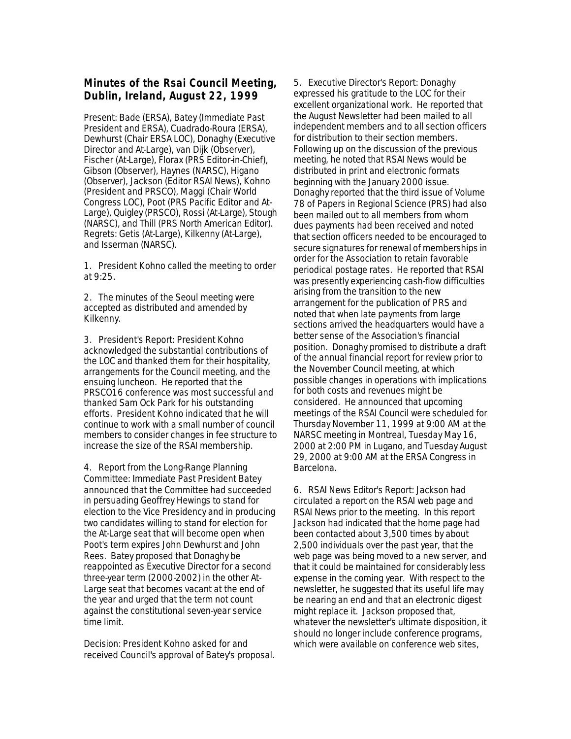## Minutes of the Rsai Council Meeting, Dublin, Ireland, August 22, 1999

Present: Bade (ERSA), Batey (Immediate Past President and ERSA), Cuadrado-Roura (ERSA), Dewhurst (Chair ERSA LOC), Donaghy (Executive Director and At-Large), van Dijk (Observer), Fischer (At-Large), Florax (PRS Editor-in-Chief), Gibson (Observer), Haynes (NARSC), Higano (Observer), Jackson (Editor RSAI News), Kohno (President and PRSCO), Maggi (Chair World Congress LOC), Poot (PRS Pacific Editor and At-Large), Quigley (PRSCO), Rossi (At-Large), Stough (NARSC), and Thill (PRS North American Editor). Regrets: Getis (At-Large), Kilkenny (At-Large), and Isserman (NARSC).

1. President Kohno called the meeting to order at 9:25.

2. The minutes of the Seoul meeting were accepted as distributed and amended by Kilkenny.

3. President's Report: President Kohno acknowledged the substantial contributions of the LOC and thanked them for their hospitality, arrangements for the Council meeting, and the ensuing luncheon. He reported that the PRSCO16 conference was most successful and thanked Sam Ock Park for his outstanding efforts. President Kohno indicated that he will continue to work with a small number of council members to consider changes in fee structure to increase the size of the RSAI membership.

4. Report from the Long-Range Planning Committee: Immediate Past President Batey announced that the Committee had succeeded in persuading Geoffrey Hewings to stand for election to the Vice Presidency and in producing two candidates willing to stand for election for the At-Large seat that will become open when Poot's term expires John Dewhurst and John Rees. Batey proposed that Donaghy be reappointed as Executive Director for a second three-year term (2000-2002) in the other At-Large seat that becomes vacant at the end of the year and urged that the term not count against the constitutional seven-year service time limit.

Decision: President Kohno asked for and received Council's approval of Batey's proposal.

5. Executive Director's Report: Donaghy expressed his gratitude to the LOC for their excellent organizational work. He reported that the August Newsletter had been mailed to all independent members and to all section officers for distribution to their section members. Following up on the discussion of the previous meeting, he noted that RSAI News would be distributed in print and electronic formats beginning with the January 2000 issue. Donaghy reported that the third issue of Volume 78 of Papers in Regional Science (PRS) had also been mailed out to all members from whom dues payments had been received and noted that section officers needed to be encouraged to secure signatures for renewal of memberships in order for the Association to retain favorable periodical postage rates. He reported that RSAI was presently experiencing cash-flow difficulties arising from the transition to the new arrangement for the publication of PRS and noted that when late payments from large sections arrived the headquarters would have a better sense of the Association's financial position. Donaghy promised to distribute a draft of the annual financial report for review prior to the November Council meeting, at which possible changes in operations with implications for both costs and revenues might be considered. He announced that upcoming meetings of the RSAI Council were scheduled for Thursday November 11, 1999 at 9:00 AM at the NARSC meeting in Montreal, Tuesday May 16, 2000 at 2:00 PM in Lugano, and Tuesday August 29, 2000 at 9:00 AM at the ERSA Congress in Barcelona.

6. RSAI News Editor's Report: Jackson had circulated a report on the RSAI web page and RSAI News prior to the meeting. In this report Jackson had indicated that the home page had been contacted about 3,500 times by about 2,500 individuals over the past year, that the web page was being moved to a new server, and that it could be maintained for considerably less expense in the coming year. With respect to the newsletter, he suggested that its useful life may be nearing an end and that an electronic digest might replace it. Jackson proposed that, whatever the newsletter's ultimate disposition, it should no longer include conference programs, which were available on conference web sites,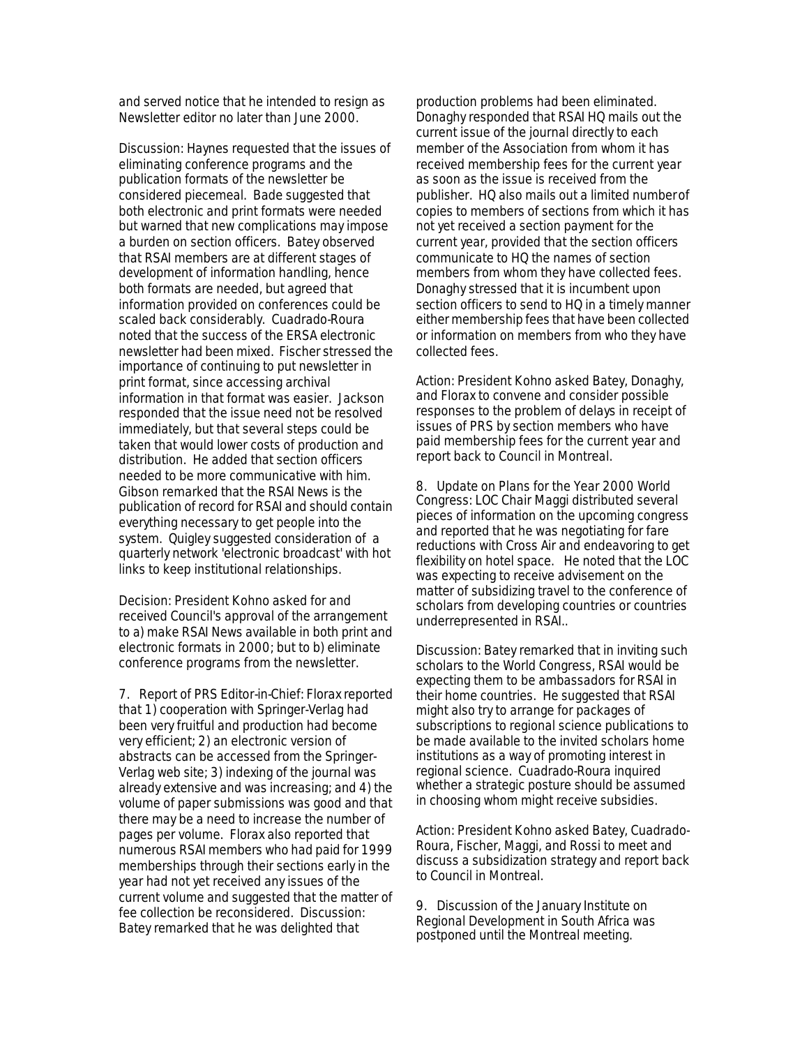and served notice that he intended to resign as Newsletter editor no later than June 2000.

Discussion: Haynes requested that the issues of eliminating conference programs and the publication formats of the newsletter be considered piecemeal. Bade suggested that both electronic and print formats were needed but warned that new complications may impose a burden on section officers. Batey observed that RSAI members are at different stages of development of information handling, hence both formats are needed, but agreed that information provided on conferences could be scaled back considerably. Cuadrado-Roura noted that the success of the ERSA electronic newsletter had been mixed. Fischer stressed the importance of continuing to put newsletter in print format, since accessing archival information in that format was easier. Jackson responded that the issue need not be resolved immediately, but that several steps could be taken that would lower costs of production and distribution. He added that section officers needed to be more communicative with him. Gibson remarked that the RSAI News is the publication of record for RSAI and should contain everything necessary to get people into the system. Quigley suggested consideration of a quarterly network 'electronic broadcast' with hot links to keep institutional relationships.

Decision: President Kohno asked for and received Council's approval of the arrangement to a) make RSAI News available in both print and electronic formats in 2000; but to b) eliminate conference programs from the newsletter.

7. Report of PRS Editor-in-Chief: Florax reported that 1) cooperation with Springer-Verlag had been very fruitful and production had become very efficient; 2) an electronic version of abstracts can be accessed from the Springer-Verlag web site; 3) indexing of the journal was already extensive and was increasing; and 4) the volume of paper submissions was good and that there may be a need to increase the number of pages per volume. Florax also reported that numerous RSAI members who had paid for 1999 memberships through their sections early in the year had not yet received any issues of the current volume and suggested that the matter of fee collection be reconsidered. Discussion: Batey remarked that he was delighted that production problems had been eliminated. Donaghy responded that RSAI HQ mails out the current issue of the journal directly to each member of the Association from whom it has received membership fees for the current year as soon as the issue is received from the publisher. HQ also mails out a limited number of copies to members of sections from which it has not yet received a section payment for the current year, provided that the section officers communicate to HQ the names of section members from whom they have collected fees. Donaghy stressed that it is incumbent upon section officers to send to HQ in a timely manner either membership fees that have been collected or information on members from who they have collected fees.

Action: President Kohno asked Batey, Donaghy, and Florax to convene and consider possible responses to the problem of delays in receipt of issues of PRS by section members who have paid membership fees for the current year and report back to Council in Montreal.

8. Update on Plans for the Year 2000 World Congress: LOC Chair Maggi distributed several pieces of information on the upcoming congress and reported that he was negotiating for fare reductions with Cross Air and endeavoring to get flexibility on hotel space. He noted that the LOC was expecting to receive advisement on the matter of subsidizing travel to the conference of scholars from developing countries or countries underrepresented in RSAI..

Discussion: Batey remarked that in inviting such scholars to the World Congress, RSAI would be expecting them to be ambassadors for RSAI in their home countries. He suggested that RSAI might also try to arrange for packages of subscriptions to regional science publications to be made available to the invited scholars home institutions as a way of promoting interest in regional science. Cuadrado-Roura inquired whether a strategic posture should be assumed in choosing whom might receive subsidies.

Action: President Kohno asked Batey, Cuadrado-Roura, Fischer, Maggi, and Rossi to meet and discuss a subsidization strategy and report back to Council in Montreal.

9. Discussion of the January Institute on Regional Development in South Africa was postponed until the Montreal meeting.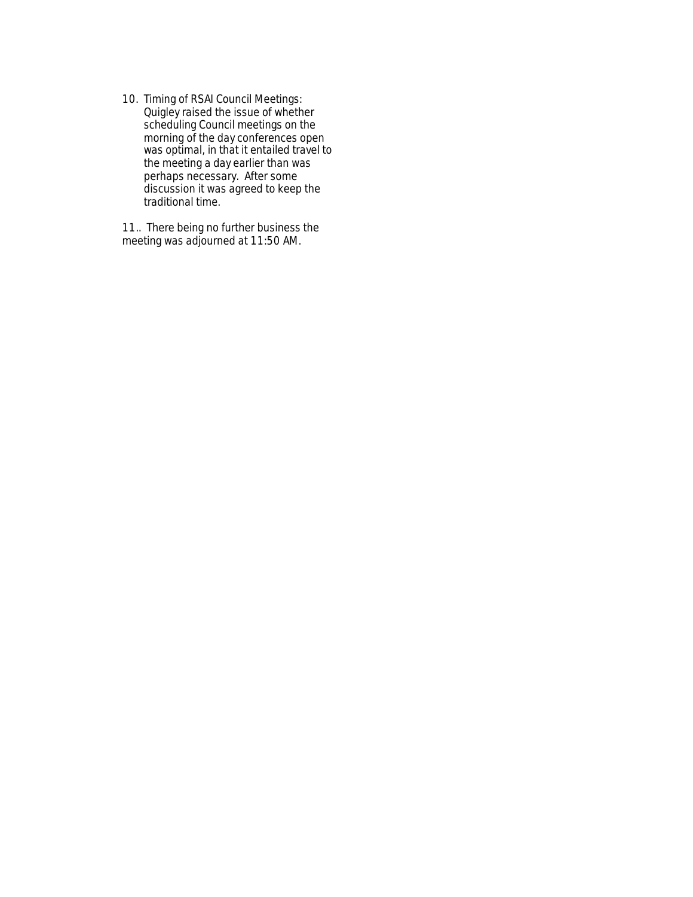10. Timing of RSAI Council Meetings: Quigley raised the issue of whether scheduling Council meetings on the morning of the day conferences open was optimal, in that it entailed travel to the meeting a day earlier than was perhaps necessary. After some discussion it was agreed to keep the traditional time.

11.. There being no further business the meeting was adjourned at 11:50 AM.